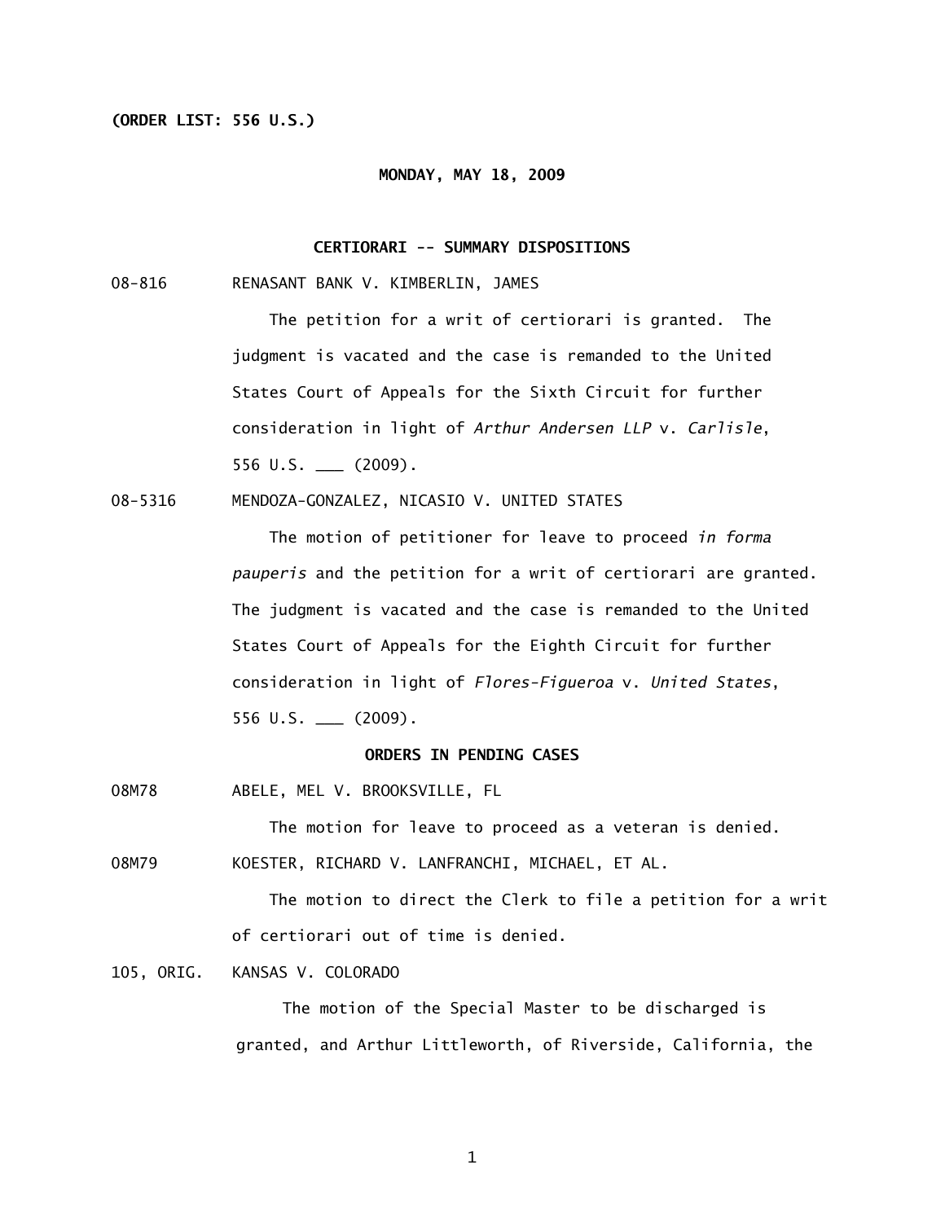**(ORDER LIST: 556 U.S.)**

**MONDAY, MAY 18, 2009**

**CERTIORARI -- SUMMARY DISPOSITIONS**

08-816 RENASANT BANK V. KIMBERLIN, JAMES

The petition for a writ of certiorari is granted. The judgment is vacated and the case is remanded to the United States Court of Appeals for the Sixth Circuit for further consideration in light of *Arthur Andersen LLP* v. *Carlisle*, 556 U.S. ___ (2009).

08-5316 MENDOZA-GONZALEZ, NICASIO V. UNITED STATES

The motion of petitioner for leave to proceed *in forma pauperis* and the petition for a writ of certiorari are granted. The judgment is vacated and the case is remanded to the United States Court of Appeals for the Eighth Circuit for further consideration in light of *Flores-Figueroa* v. *United States*, 556 U.S. ___ (2009).

**ORDERS IN PENDING CASES**

08M78 ABELE, MEL V. BROOKSVILLE, FL

The motion for leave to proceed as a veteran is denied.

08M79 KOESTER, RICHARD V. LANFRANCHI, MICHAEL, ET AL.

The motion to direct the Clerk to file a petition for a writ of certiorari out of time is denied.

105, ORIG. KANSAS V. COLORADO

The motion of the Special Master to be discharged is granted, and Arthur Littleworth, of Riverside, California, the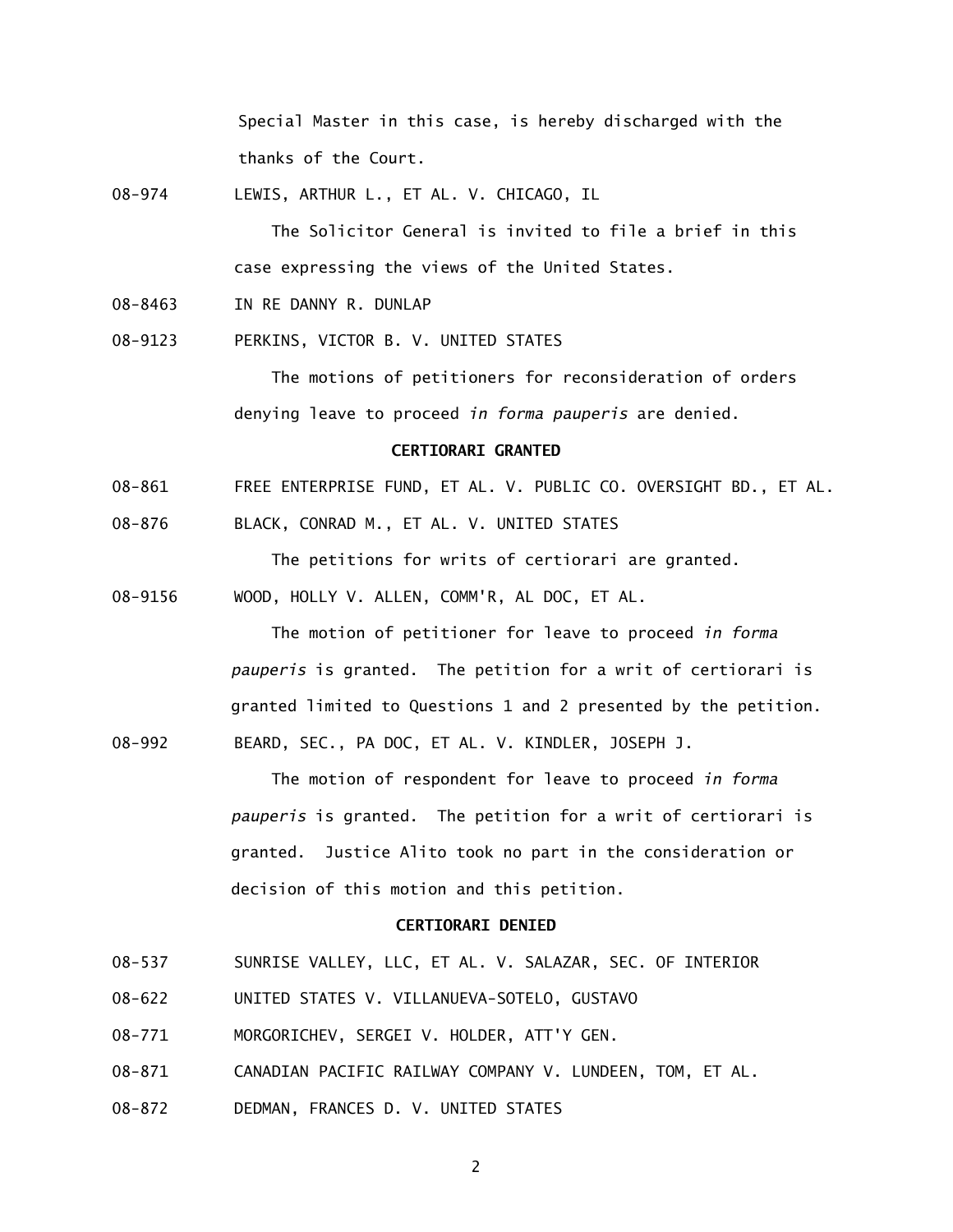Special Master in this case, is hereby discharged with the thanks of the Court.

08-974 LEWIS, ARTHUR L., ET AL. V. CHICAGO, IL

The Solicitor General is invited to file a brief in this case expressing the views of the United States.

08-8463 IN RE DANNY R. DUNLAP

08-9123 PERKINS, VICTOR B. V. UNITED STATES

The motions of petitioners for reconsideration of orders denying leave to proceed *in forma pauperis* are denied.

**CERTIORARI GRANTED**

08-861 FREE ENTERPRISE FUND, ET AL. V. PUBLIC CO. OVERSIGHT BD., ET AL.

08-876 BLACK, CONRAD M., ET AL. V. UNITED STATES

The petitions for writs of certiorari are granted.

08-9156 WOOD, HOLLY V. ALLEN, COMM'R, AL DOC, ET AL.

The motion of petitioner for leave to proceed *in forma pauperis* is granted. The petition for a writ of certiorari is granted limited to Questions 1 and 2 presented by the petition.

08-992 BEARD, SEC., PA DOC, ET AL. V. KINDLER, JOSEPH J.

The motion of respondent for leave to proceed *in forma pauperis* is granted. The petition for a writ of certiorari is granted. Justice Alito took no part in the consideration or decision of this motion and this petition.

**CERTIORARI DENIED**

08-537 SUNRISE VALLEY, LLC, ET AL. V. SALAZAR, SEC. OF INTERIOR

08-622 UNITED STATES V. VILLANUEVA-SOTELO, GUSTAVO

08-771 MORGORICHEV, SERGEI V. HOLDER, ATT'Y GEN.

08-871 CANADIAN PACIFIC RAILWAY COMPANY V. LUNDEEN, TOM, ET AL.

08-872 DEDMAN, FRANCES D. V. UNITED STATES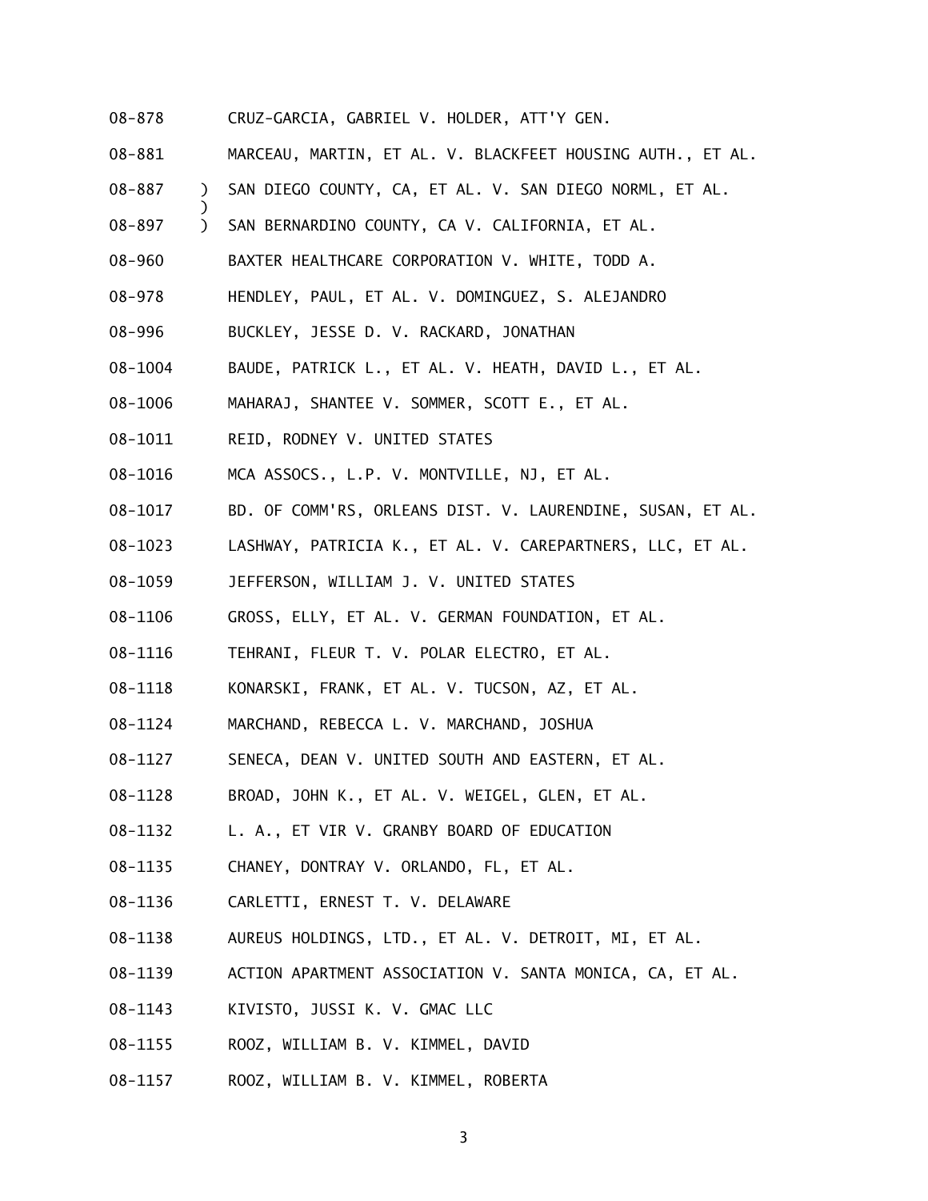08-878 CRUZ-GARCIA, GABRIEL V. HOLDER, ATT'Y GEN.

08-881 MARCEAU, MARTIN, ET AL. V. BLACKFEET HOUSING AUTH., ET AL.

08-887 ) SAN DIEGO COUNTY, CA, ET AL. V. SAN DIEGO NORML, ET AL.
)
08-897 ) SAN BERNARDINO COUNTY, CA V. CALIFORNIA, ET AL.

08-960 BAXTER HEALTHCARE CORPORATION V. WHITE, TODD A.

08-978 HENDLEY, PAUL, ET AL. V. DOMINGUEZ, S. ALEJANDRO

08-996 BUCKLEY, JESSE D. V. RACKARD, JONATHAN

08-1004 BAUDE, PATRICK L., ET AL. V. HEATH, DAVID L., ET AL.

08-1006 MAHARAJ, SHANTEE V. SOMMER, SCOTT E., ET AL.

08-1011 REID, RODNEY V. UNITED STATES

08-1016 MCA ASSOCS., L.P. V. MONTVILLE, NJ, ET AL.

08-1017 BD. OF COMM'RS, ORLEANS DIST. V. LAURENDINE, SUSAN, ET AL.

08-1023 LASHWAY, PATRICIA K., ET AL. V. CAREPARTNERS, LLC, ET AL.

08-1059 JEFFERSON, WILLIAM J. V. UNITED STATES

08-1106 GROSS, ELLY, ET AL. V. GERMAN FOUNDATION, ET AL.

08-1116 TEHRANI, FLEUR T. V. POLAR ELECTRO, ET AL.

08-1118 KONARSKI, FRANK, ET AL. V. TUCSON, AZ, ET AL.

08-1124 MARCHAND, REBECCA L. V. MARCHAND, JOSHUA

08-1127 SENECA, DEAN V. UNITED SOUTH AND EASTERN, ET AL.

08-1128 BROAD, JOHN K., ET AL. V. WEIGEL, GLEN, ET AL.

08-1132 L. A., ET VIR V. GRANBY BOARD OF EDUCATION

08-1135 CHANEY, DONTRAY V. ORLANDO, FL, ET AL.

08-1136 CARLETTI, ERNEST T. V. DELAWARE

08-1138 AUREUS HOLDINGS, LTD., ET AL. V. DETROIT, MI, ET AL.

08-1139 ACTION APARTMENT ASSOCIATION V. SANTA MONICA, CA, ET AL.

08-1143 KIVISTO, JUSSI K. V. GMAC LLC

08-1155 ROOZ, WILLIAM B. V. KIMMEL, DAVID

08-1157 ROOZ, WILLIAM B. V. KIMMEL, ROBERTA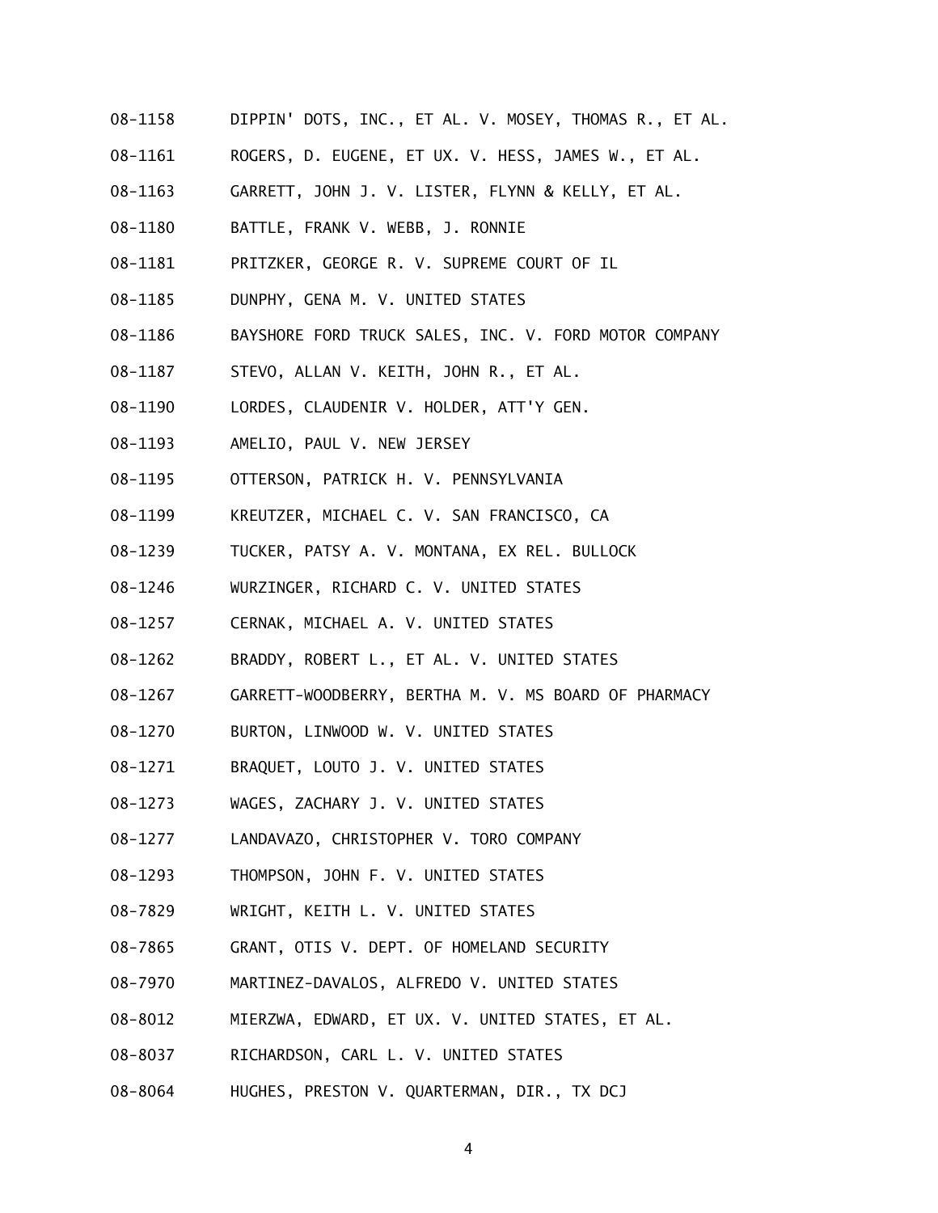08-1158 DIPPIN' DOTS, INC., ET AL. V. MOSEY, THOMAS R., ET AL.

08-1161 ROGERS, D. EUGENE, ET UX. V. HESS, JAMES W., ET AL.

08-1163 GARRETT, JOHN J. V. LISTER, FLYNN & KELLY, ET AL.

08-1180 BATTLE, FRANK V. WEBB, J. RONNIE

08-1181 PRITZKER, GEORGE R. V. SUPREME COURT OF IL

08-1185 DUNPHY, GENA M. V. UNITED STATES

08-1186 BAYSHORE FORD TRUCK SALES, INC. V. FORD MOTOR COMPANY

08-1187 STEVO, ALLAN V. KEITH, JOHN R., ET AL.

08-1190 LORDES, CLAUDENIR V. HOLDER, ATT'Y GEN.

08-1193 AMELIO, PAUL V. NEW JERSEY

08-1195 OTTERSON, PATRICK H. V. PENNSYLVANIA

08-1199 KREUTZER, MICHAEL C. V. SAN FRANCISCO, CA

08-1239 TUCKER, PATSY A. V. MONTANA, EX REL. BULLOCK

08-1246 WURZINGER, RICHARD C. V. UNITED STATES

08-1257 CERNAK, MICHAEL A. V. UNITED STATES

08-1262 BRADDY, ROBERT L., ET AL. V. UNITED STATES

08-1267 GARRETT-WOODBERRY, BERTHA M. V. MS BOARD OF PHARMACY

08-1270 BURTON, LINWOOD W. V. UNITED STATES

08-1271 BRAQUET, LOUTO J. V. UNITED STATES

08-1273 WAGES, ZACHARY J. V. UNITED STATES

08-1277 LANDAVAZO, CHRISTOPHER V. TORO COMPANY

08-1293 THOMPSON, JOHN F. V. UNITED STATES

08-7829 WRIGHT, KEITH L. V. UNITED STATES

08-7865 GRANT, OTIS V. DEPT. OF HOMELAND SECURITY

08-7970 MARTINEZ-DAVALOS, ALFREDO V. UNITED STATES

08-8012 MIERZWA, EDWARD, ET UX. V. UNITED STATES, ET AL.

08-8037 RICHARDSON, CARL L. V. UNITED STATES

08-8064 HUGHES, PRESTON V. QUARTERMAN, DIR., TX DCJ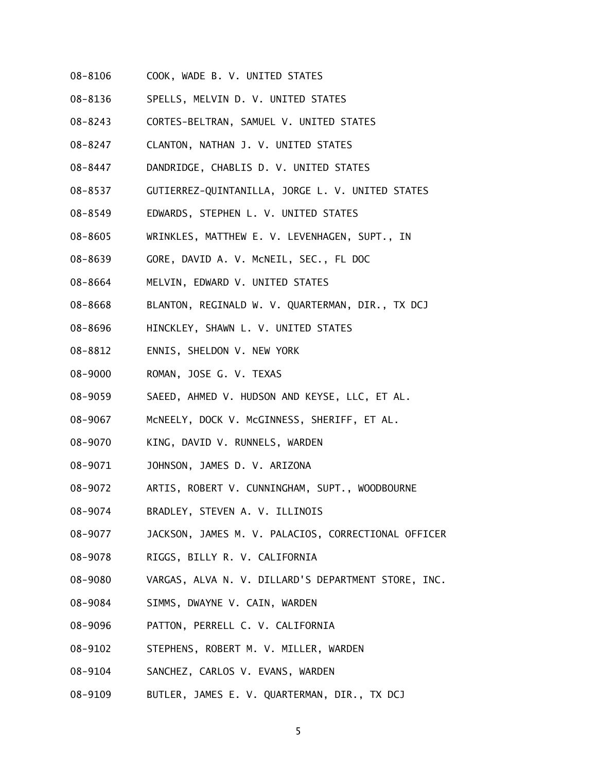08-8106 COOK, WADE B. V. UNITED STATES

08-8136 SPELLS, MELVIN D. V. UNITED STATES

08-8243 CORTES-BELTRAN, SAMUEL V. UNITED STATES

08-8247 CLANTON, NATHAN J. V. UNITED STATES

08-8447 DANDRIDGE, CHABLIS D. V. UNITED STATES

08-8537 GUTIERREZ-QUINTANILLA, JORGE L. V. UNITED STATES

08-8549 EDWARDS, STEPHEN L. V. UNITED STATES

08-8605 WRINKLES, MATTHEW E. V. LEVENHAGEN, SUPT., IN

08-8639 GORE, DAVID A. V. McNEIL, SEC., FL DOC

08-8664 MELVIN, EDWARD V. UNITED STATES

08-8668 BLANTON, REGINALD W. V. QUARTERMAN, DIR., TX DCJ

08-8696 HINCKLEY, SHAWN L. V. UNITED STATES

08-8812 ENNIS, SHELDON V. NEW YORK

08-9000 ROMAN, JOSE G. V. TEXAS

08-9059 SAEED, AHMED V. HUDSON AND KEYSE, LLC, ET AL.

08-9067 McNEELY, DOCK V. McGINNESS, SHERIFF, ET AL.

08-9070 KING, DAVID V. RUNNELS, WARDEN

08-9071 JOHNSON, JAMES D. V. ARIZONA

08-9072 ARTIS, ROBERT V. CUNNINGHAM, SUPT., WOODBOURNE

08-9074 BRADLEY, STEVEN A. V. ILLINOIS

08-9077 JACKSON, JAMES M. V. PALACIOS, CORRECTIONAL OFFICER

08-9078 RIGGS, BILLY R. V. CALIFORNIA

08-9080 VARGAS, ALVA N. V. DILLARD'S DEPARTMENT STORE, INC.

08-9084 SIMMS, DWAYNE V. CAIN, WARDEN

08-9096 PATTON, PERRELL C. V. CALIFORNIA

08-9102 STEPHENS, ROBERT M. V. MILLER, WARDEN

08-9104 SANCHEZ, CARLOS V. EVANS, WARDEN

08-9109 BUTLER, JAMES E. V. QUARTERMAN, DIR., TX DCJ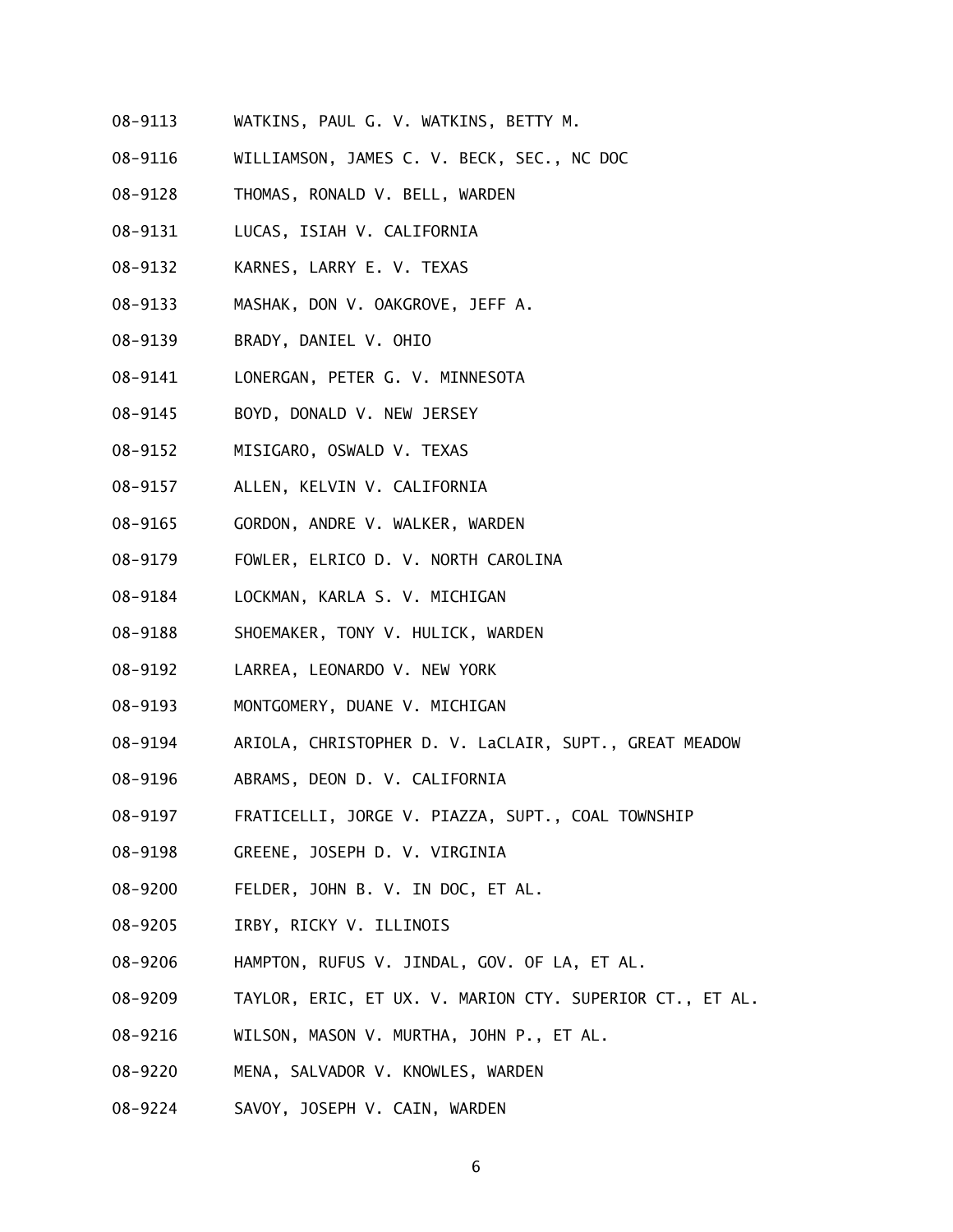08-9113 WATKINS, PAUL G. V. WATKINS, BETTY M.

08-9116 WILLIAMSON, JAMES C. V. BECK, SEC., NC DOC

08-9128 THOMAS, RONALD V. BELL, WARDEN

08-9131 LUCAS, ISIAH V. CALIFORNIA

08-9132 KARNES, LARRY E. V. TEXAS

08-9133 MASHAK, DON V. OAKGROVE, JEFF A.

08-9139 BRADY, DANIEL V. OHIO

08-9141 LONERGAN, PETER G. V. MINNESOTA

08-9145 BOYD, DONALD V. NEW JERSEY

08-9152 MISIGARO, OSWALD V. TEXAS

08-9157 ALLEN, KELVIN V. CALIFORNIA

08-9165 GORDON, ANDRE V. WALKER, WARDEN

08-9179 FOWLER, ELRICO D. V. NORTH CAROLINA

08-9184 LOCKMAN, KARLA S. V. MICHIGAN

08-9188 SHOEMAKER, TONY V. HULICK, WARDEN

08-9192 LARREA, LEONARDO V. NEW YORK

08-9193 MONTGOMERY, DUANE V. MICHIGAN

08-9194 ARIOLA, CHRISTOPHER D. V. LaCLAIR, SUPT., GREAT MEADOW

08-9196 ABRAMS, DEON D. V. CALIFORNIA

08-9197 FRATICELLI, JORGE V. PIAZZA, SUPT., COAL TOWNSHIP

08-9198 GREENE, JOSEPH D. V. VIRGINIA

08-9200 FELDER, JOHN B. V. IN DOC, ET AL.

08-9205 IRBY, RICKY V. ILLINOIS

08-9206 HAMPTON, RUFUS V. JINDAL, GOV. OF LA, ET AL.

08-9209 TAYLOR, ERIC, ET UX. V. MARION CTY. SUPERIOR CT., ET AL.

08-9216 WILSON, MASON V. MURTHA, JOHN P., ET AL.

08-9220 MENA, SALVADOR V. KNOWLES, WARDEN

08-9224 SAVOY, JOSEPH V. CAIN, WARDEN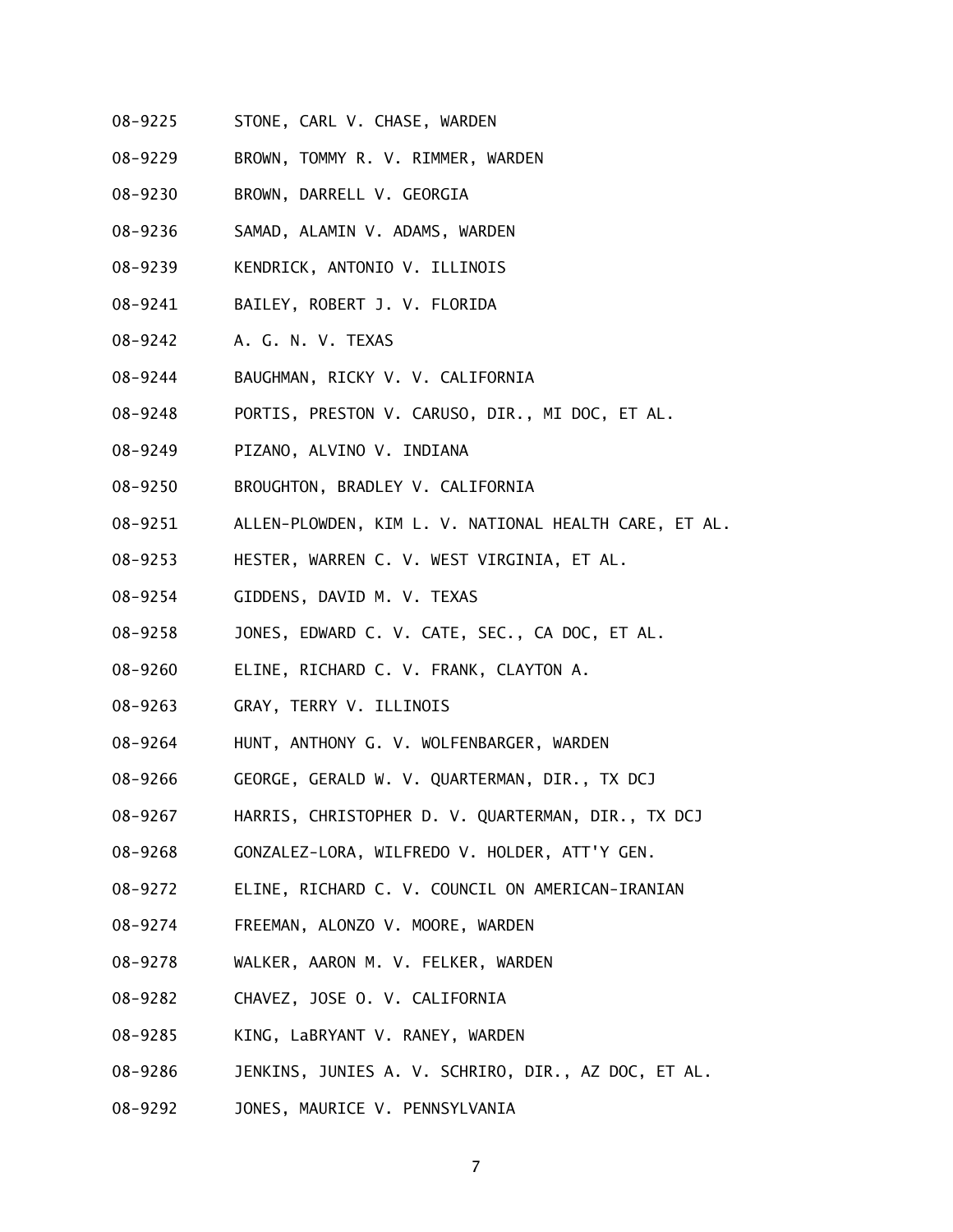08-9225 STONE, CARL V. CHASE, WARDEN

08-9229 BROWN, TOMMY R. V. RIMMER, WARDEN

08-9230 BROWN, DARRELL V. GEORGIA

08-9236 SAMAD, ALAMIN V. ADAMS, WARDEN

08-9239 KENDRICK, ANTONIO V. ILLINOIS

08-9241 BAILEY, ROBERT J. V. FLORIDA

08-9242 A. G. N. V. TEXAS

08-9244 BAUGHMAN, RICKY V. V. CALIFORNIA

08-9248 PORTIS, PRESTON V. CARUSO, DIR., MI DOC, ET AL.

08-9249 PIZANO, ALVINO V. INDIANA

08-9250 BROUGHTON, BRADLEY V. CALIFORNIA

08-9251 ALLEN-PLOWDEN, KIM L. V. NATIONAL HEALTH CARE, ET AL.

08-9253 HESTER, WARREN C. V. WEST VIRGINIA, ET AL.

08-9254 GIDDENS, DAVID M. V. TEXAS

08-9258 JONES, EDWARD C. V. CATE, SEC., CA DOC, ET AL.

08-9260 ELINE, RICHARD C. V. FRANK, CLAYTON A.

08-9263 GRAY, TERRY V. ILLINOIS

08-9264 HUNT, ANTHONY G. V. WOLFENBARGER, WARDEN

08-9266 GEORGE, GERALD W. V. QUARTERMAN, DIR., TX DCJ

08-9267 HARRIS, CHRISTOPHER D. V. QUARTERMAN, DIR., TX DCJ

08-9268 GONZALEZ-LORA, WILFREDO V. HOLDER, ATT'Y GEN.

08-9272 ELINE, RICHARD C. V. COUNCIL ON AMERICAN-IRANIAN

08-9274 FREEMAN, ALONZO V. MOORE, WARDEN

08-9278 WALKER, AARON M. V. FELKER, WARDEN

08-9282 CHAVEZ, JOSE O. V. CALIFORNIA

08-9285 KING, LaBRYANT V. RANEY, WARDEN

08-9286 JENKINS, JUNIES A. V. SCHRIRO, DIR., AZ DOC, ET AL.

08-9292 JONES, MAURICE V. PENNSYLVANIA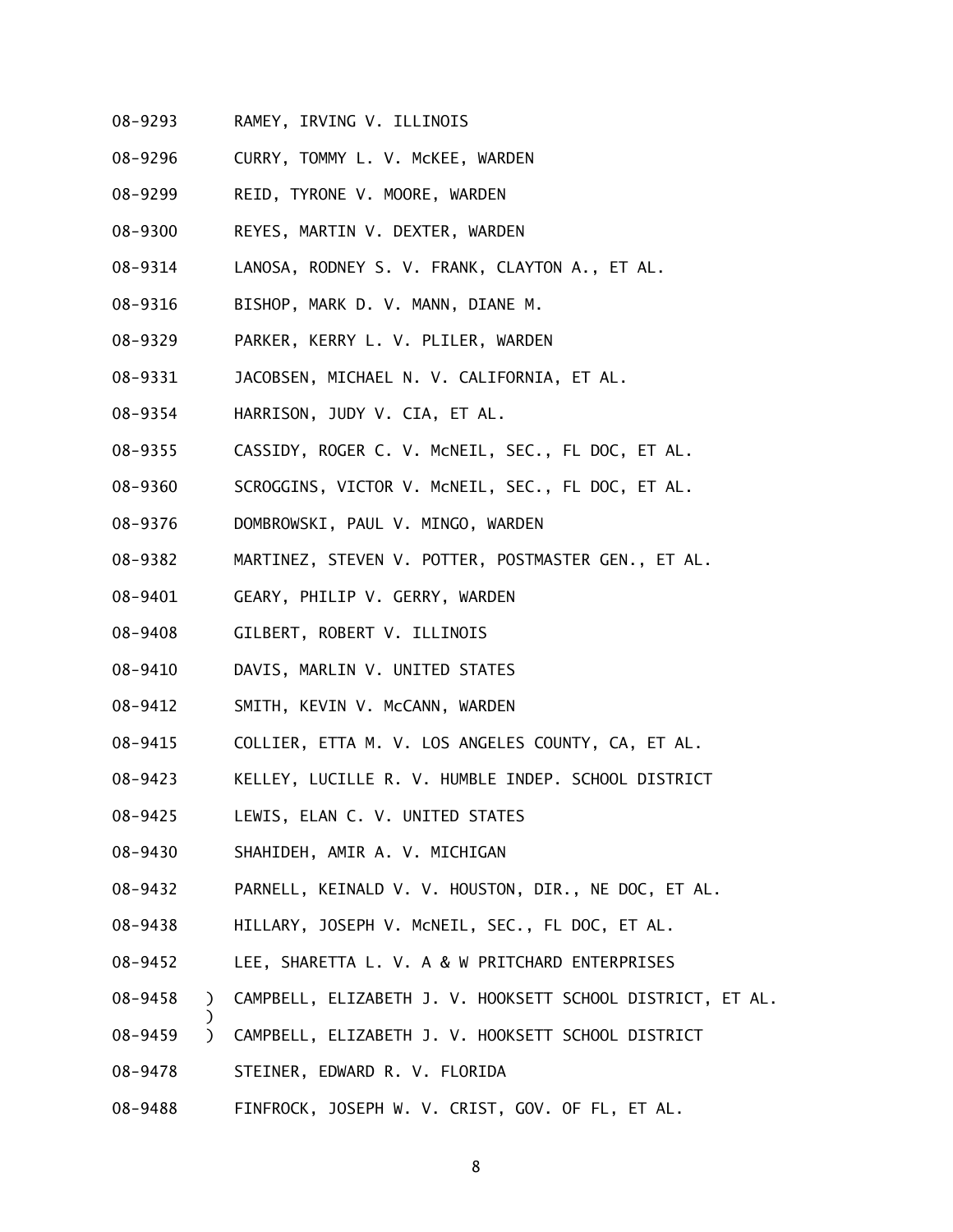08-9293 RAMEY, IRVING V. ILLINOIS

08-9296 CURRY, TOMMY L. V. McKEE, WARDEN

08-9299 REID, TYRONE V. MOORE, WARDEN

08-9300 REYES, MARTIN V. DEXTER, WARDEN

08-9314 LANOSA, RODNEY S. V. FRANK, CLAYTON A., ET AL.

08-9316 BISHOP, MARK D. V. MANN, DIANE M.

08-9329 PARKER, KERRY L. V. PLILER, WARDEN

08-9331 JACOBSEN, MICHAEL N. V. CALIFORNIA, ET AL.

08-9354 HARRISON, JUDY V. CIA, ET AL.

08-9355 CASSIDY, ROGER C. V. McNEIL, SEC., FL DOC, ET AL.

08-9360 SCROGGINS, VICTOR V. McNEIL, SEC., FL DOC, ET AL.

08-9376 DOMBROWSKI, PAUL V. MINGO, WARDEN

08-9382 MARTINEZ, STEVEN V. POTTER, POSTMASTER GEN., ET AL.

08-9401 GEARY, PHILIP V. GERRY, WARDEN

08-9408 GILBERT, ROBERT V. ILLINOIS

08-9410 DAVIS, MARLIN V. UNITED STATES

08-9412 SMITH, KEVIN V. McCANN, WARDEN

08-9415 COLLIER, ETTA M. V. LOS ANGELES COUNTY, CA, ET AL.

08-9423 KELLEY, LUCILLE R. V. HUMBLE INDEP. SCHOOL DISTRICT

08-9425 LEWIS, ELAN C. V. UNITED STATES

08-9430 SHAHIDEH, AMIR A. V. MICHIGAN

08-9432 PARNELL, KEINALD V. V. HOUSTON, DIR., NE DOC, ET AL.

08-9438 HILLARY, JOSEPH V. McNEIL, SEC., FL DOC, ET AL.

08-9452 LEE, SHARETTA L. V. A & W PRITCHARD ENTERPRISES

08-9458 ) CAMPBELL, ELIZABETH J. V. HOOKSETT SCHOOL DISTRICT, ET AL.
)
08-9459 ) CAMPBELL, ELIZABETH J. V. HOOKSETT SCHOOL DISTRICT

08-9478 STEINER, EDWARD R. V. FLORIDA

08-9488 FINFROCK, JOSEPH W. V. CRIST, GOV. OF FL, ET AL.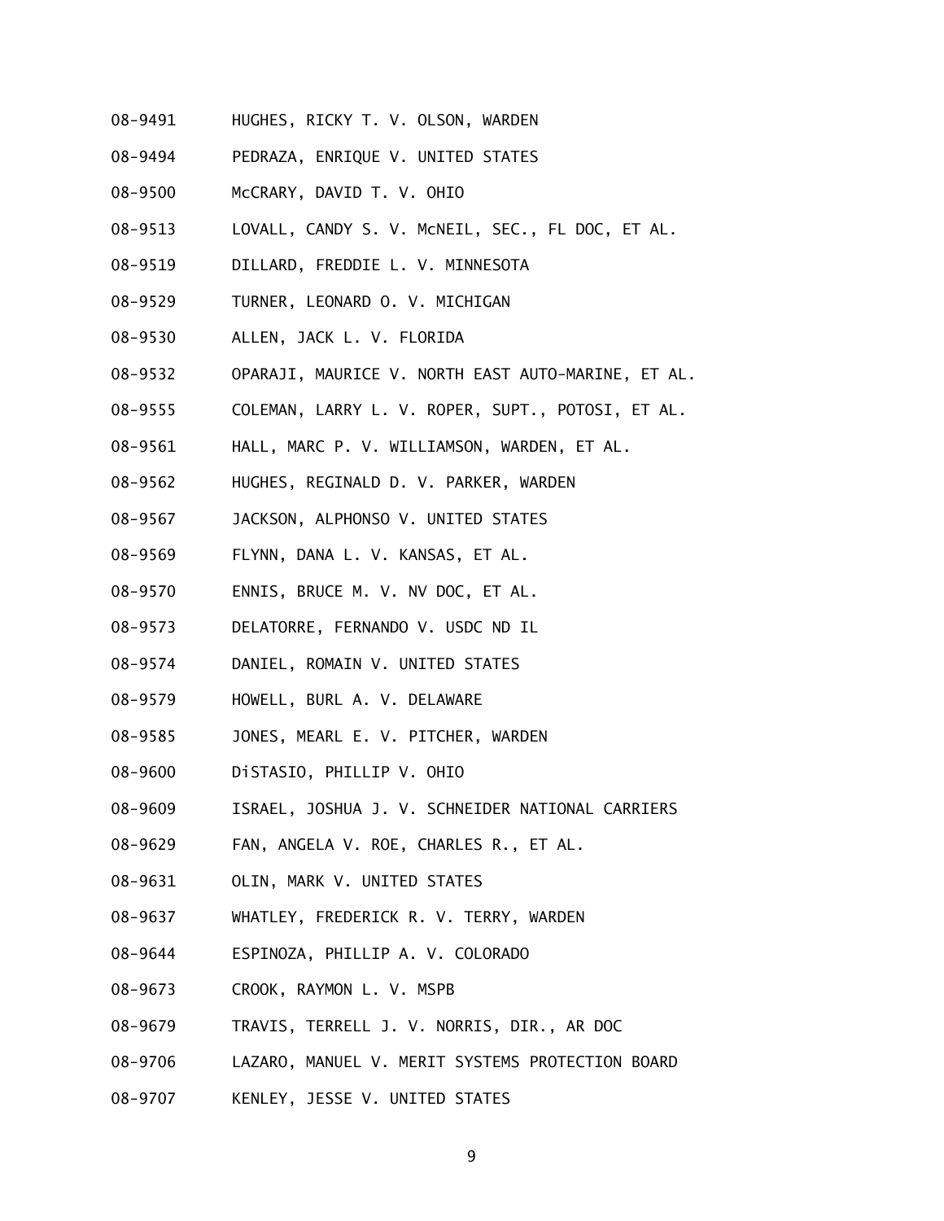08-9491 HUGHES, RICKY T. V. OLSON, WARDEN

08-9494 PEDRAZA, ENRIQUE V. UNITED STATES

08-9500 McCRARY, DAVID T. V. OHIO

08-9513 LOVALL, CANDY S. V. McNEIL, SEC., FL DOC, ET AL.

08-9519 DILLARD, FREDDIE L. V. MINNESOTA

08-9529 TURNER, LEONARD O. V. MICHIGAN

08-9530 ALLEN, JACK L. V. FLORIDA

08-9532 OPARAJI, MAURICE V. NORTH EAST AUTO-MARINE, ET AL.

08-9555 COLEMAN, LARRY L. V. ROPER, SUPT., POTOSI, ET AL.

08-9561 HALL, MARC P. V. WILLIAMSON, WARDEN, ET AL.

08-9562 HUGHES, REGINALD D. V. PARKER, WARDEN

08-9567 JACKSON, ALPHONSO V. UNITED STATES

08-9569 FLYNN, DANA L. V. KANSAS, ET AL.

08-9570 ENNIS, BRUCE M. V. NV DOC, ET AL.

08-9573 DELATORRE, FERNANDO V. USDC ND IL

08-9574 DANIEL, ROMAIN V. UNITED STATES

08-9579 HOWELL, BURL A. V. DELAWARE

08-9585 JONES, MEARL E. V. PITCHER, WARDEN

08-9600 DiSTASIO, PHILLIP V. OHIO

08-9609 ISRAEL, JOSHUA J. V. SCHNEIDER NATIONAL CARRIERS

08-9629 FAN, ANGELA V. ROE, CHARLES R., ET AL.

08-9631 OLIN, MARK V. UNITED STATES

08-9637 WHATLEY, FREDERICK R. V. TERRY, WARDEN

08-9644 ESPINOZA, PHILLIP A. V. COLORADO

08-9673 CROOK, RAYMON L. V. MSPB

08-9679 TRAVIS, TERRELL J. V. NORRIS, DIR., AR DOC

08-9706 LAZARO, MANUEL V. MERIT SYSTEMS PROTECTION BOARD

08-9707 KENLEY, JESSE V. UNITED STATES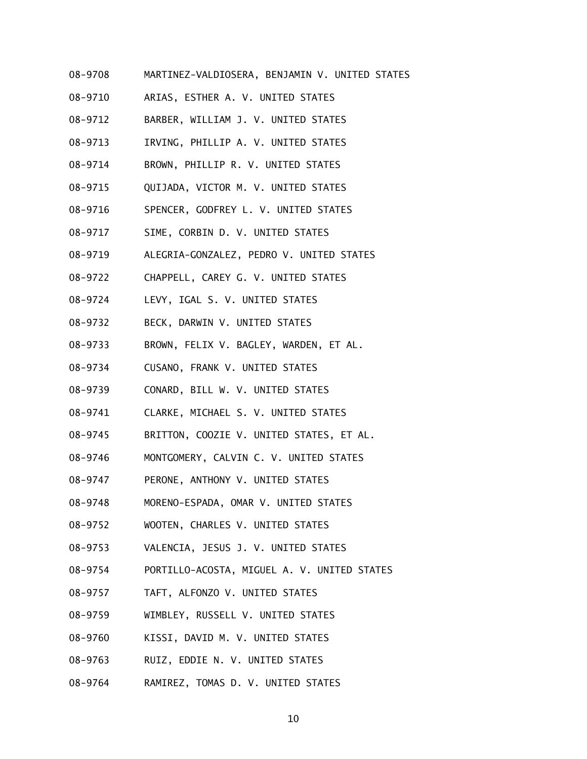08-9708 MARTINEZ-VALDIOSERA, BENJAMIN V. UNITED STATES

08-9710 ARIAS, ESTHER A. V. UNITED STATES

08-9712 BARBER, WILLIAM J. V. UNITED STATES

08-9713 IRVING, PHILLIP A. V. UNITED STATES

08-9714 BROWN, PHILLIP R. V. UNITED STATES

08-9715 QUIJADA, VICTOR M. V. UNITED STATES

08-9716 SPENCER, GODFREY L. V. UNITED STATES

08-9717 SIME, CORBIN D. V. UNITED STATES

08-9719 ALEGRIA-GONZALEZ, PEDRO V. UNITED STATES

08-9722 CHAPPELL, CAREY G. V. UNITED STATES

08-9724 LEVY, IGAL S. V. UNITED STATES

08-9732 BECK, DARWIN V. UNITED STATES

08-9733 BROWN, FELIX V. BAGLEY, WARDEN, ET AL.

08-9734 CUSANO, FRANK V. UNITED STATES

08-9739 CONARD, BILL W. V. UNITED STATES

08-9741 CLARKE, MICHAEL S. V. UNITED STATES

08-9745 BRITTON, COOZIE V. UNITED STATES, ET AL.

08-9746 MONTGOMERY, CALVIN C. V. UNITED STATES

08-9747 PERONE, ANTHONY V. UNITED STATES

08-9748 MORENO-ESPADA, OMAR V. UNITED STATES

08-9752 WOOTEN, CHARLES V. UNITED STATES

08-9753 VALENCIA, JESUS J. V. UNITED STATES

08-9754 PORTILLO-ACOSTA, MIGUEL A. V. UNITED STATES

08-9757 TAFT, ALFONZO V. UNITED STATES

08-9759 WIMBLEY, RUSSELL V. UNITED STATES

08-9760 KISSI, DAVID M. V. UNITED STATES

08-9763 RUIZ, EDDIE N. V. UNITED STATES

08-9764 RAMIREZ, TOMAS D. V. UNITED STATES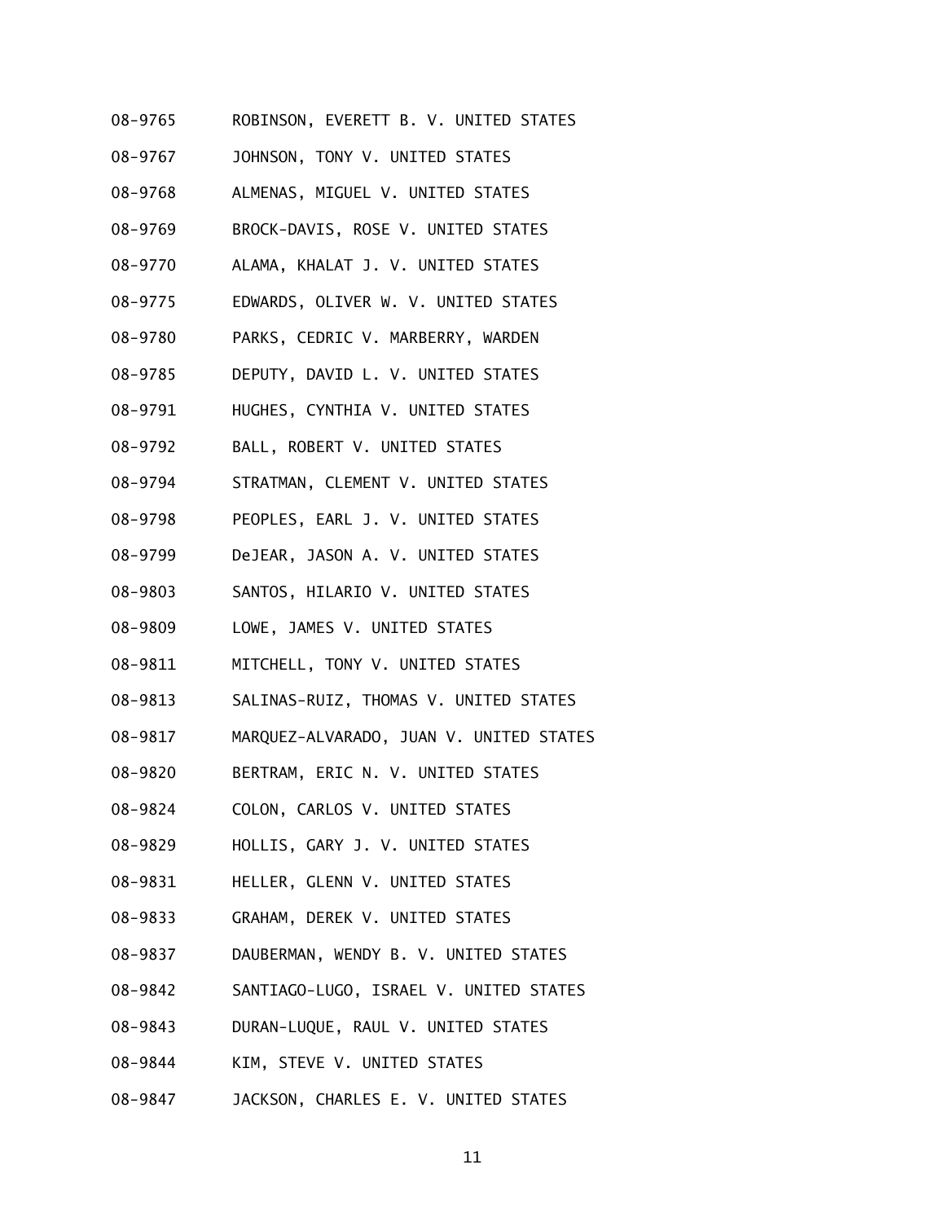08-9765 ROBINSON, EVERETT B. V. UNITED STATES

08-9767 JOHNSON, TONY V. UNITED STATES

08-9768 ALMENAS, MIGUEL V. UNITED STATES

08-9769 BROCK-DAVIS, ROSE V. UNITED STATES

08-9770 ALAMA, KHALAT J. V. UNITED STATES

08-9775 EDWARDS, OLIVER W. V. UNITED STATES

08-9780 PARKS, CEDRIC V. MARBERRY, WARDEN

08-9785 DEPUTY, DAVID L. V. UNITED STATES

08-9791 HUGHES, CYNTHIA V. UNITED STATES

08-9792 BALL, ROBERT V. UNITED STATES

08-9794 STRATMAN, CLEMENT V. UNITED STATES

08-9798 PEOPLES, EARL J. V. UNITED STATES

08-9799 DeJEAR, JASON A. V. UNITED STATES

08-9803 SANTOS, HILARIO V. UNITED STATES

08-9809 LOWE, JAMES V. UNITED STATES

08-9811 MITCHELL, TONY V. UNITED STATES

08-9813 SALINAS-RUIZ, THOMAS V. UNITED STATES

08-9817 MARQUEZ-ALVARADO, JUAN V. UNITED STATES

08-9820 BERTRAM, ERIC N. V. UNITED STATES

08-9824 COLON, CARLOS V. UNITED STATES

08-9829 HOLLIS, GARY J. V. UNITED STATES

08-9831 HELLER, GLENN V. UNITED STATES

08-9833 GRAHAM, DEREK V. UNITED STATES

08-9837 DAUBERMAN, WENDY B. V. UNITED STATES

08-9842 SANTIAGO-LUGO, ISRAEL V. UNITED STATES

08-9843 DURAN-LUQUE, RAUL V. UNITED STATES

08-9844 KIM, STEVE V. UNITED STATES

08-9847 JACKSON, CHARLES E. V. UNITED STATES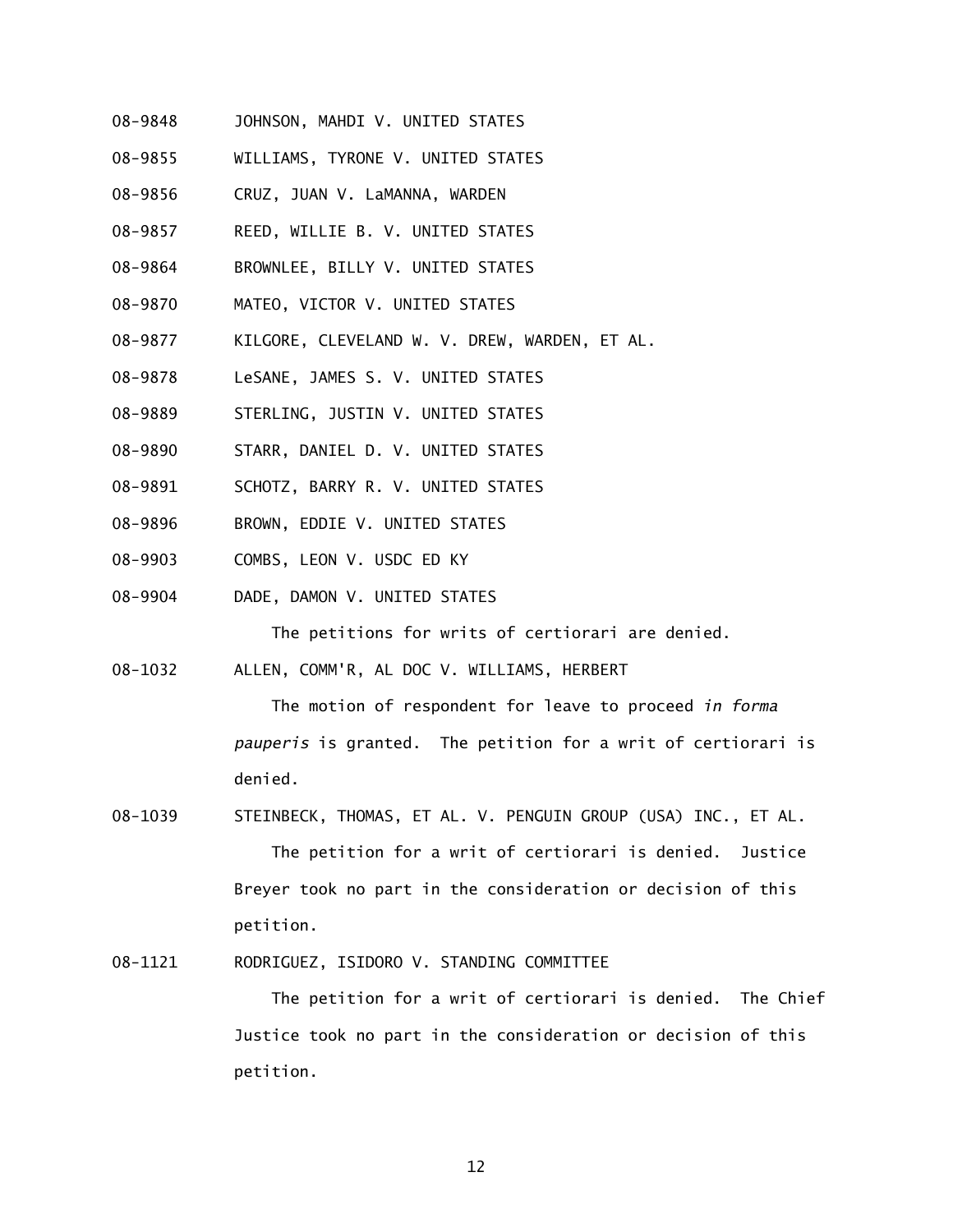08-9848 JOHNSON, MAHDI V. UNITED STATES

08-9855 WILLIAMS, TYRONE V. UNITED STATES

08-9856 CRUZ, JUAN V. LaMANNA, WARDEN

08-9857 REED, WILLIE B. V. UNITED STATES

08-9864 BROWNLEE, BILLY V. UNITED STATES

08-9870 MATEO, VICTOR V. UNITED STATES

08-9877 KILGORE, CLEVELAND W. V. DREW, WARDEN, ET AL.

08-9878 LeSANE, JAMES S. V. UNITED STATES

08-9889 STERLING, JUSTIN V. UNITED STATES

08-9890 STARR, DANIEL D. V. UNITED STATES

08-9891 SCHOTZ, BARRY R. V. UNITED STATES

08-9896 BROWN, EDDIE V. UNITED STATES

08-9903 COMBS, LEON V. USDC ED KY

08-9904 DADE, DAMON V. UNITED STATES

The petitions for writs of certiorari are denied.

08-1032 ALLEN, COMM'R, AL DOC V. WILLIAMS, HERBERT

The motion of respondent for leave to proceed *in forma pauperis* is granted. The petition for a writ of certiorari is denied.

08-1039 STEINBECK, THOMAS, ET AL. V. PENGUIN GROUP (USA) INC., ET AL.

The petition for a writ of certiorari is denied. Justice Breyer took no part in the consideration or decision of this petition.

08-1121 RODRIGUEZ, ISIDORO V. STANDING COMMITTEE

The petition for a writ of certiorari is denied. The Chief Justice took no part in the consideration or decision of this petition.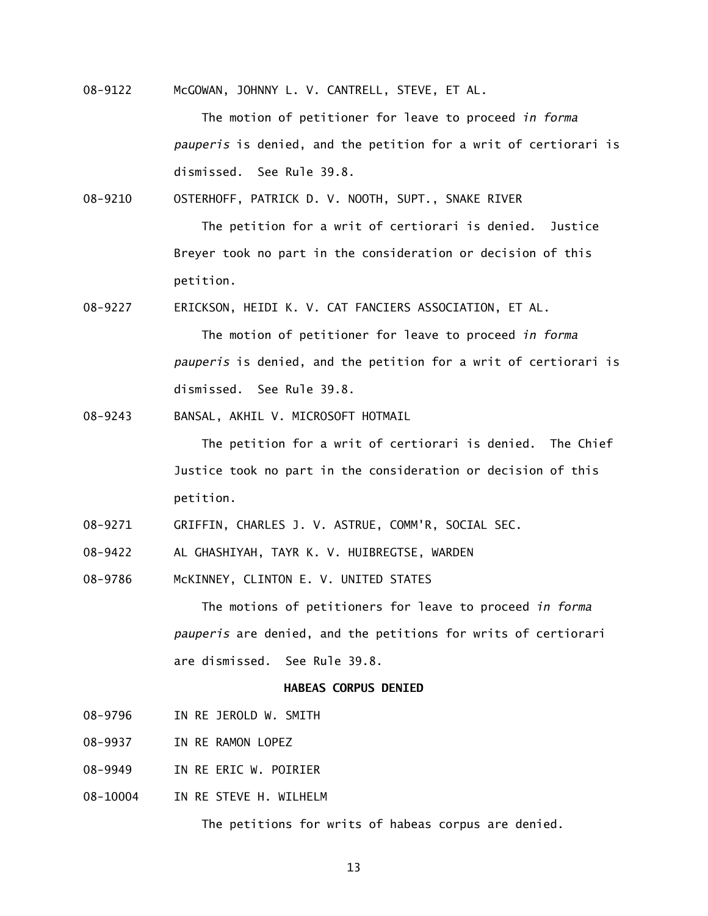08-9122 McGOWAN, JOHNNY L. V. CANTRELL, STEVE, ET AL.

The motion of petitioner for leave to proceed *in forma pauperis* is denied, and the petition for a writ of certiorari is dismissed. See Rule 39.8.

08-9210 OSTERHOFF, PATRICK D. V. NOOTH, SUPT., SNAKE RIVER

The petition for a writ of certiorari is denied. Justice Breyer took no part in the consideration or decision of this petition.

08-9227 ERICKSON, HEIDI K. V. CAT FANCIERS ASSOCIATION, ET AL.

The motion of petitioner for leave to proceed *in forma pauperis* is denied, and the petition for a writ of certiorari is dismissed. See Rule 39.8.

08-9243 BANSAL, AKHIL V. MICROSOFT HOTMAIL

The petition for a writ of certiorari is denied. The Chief Justice took no part in the consideration or decision of this petition.

08-9271 GRIFFIN, CHARLES J. V. ASTRUE, COMM'R, SOCIAL SEC.

08-9422 AL GHASHIYAH, TAYR K. V. HUIBREGTSE, WARDEN

08-9786 McKINNEY, CLINTON E. V. UNITED STATES

The motions of petitioners for leave to proceed *in forma pauperis* are denied, and the petitions for writs of certiorari are dismissed. See Rule 39.8.

**HABEAS CORPUS DENIED**

08-9796 IN RE JEROLD W. SMITH

08-9937 IN RE RAMON LOPEZ

08-9949 IN RE ERIC W. POIRIER

08-10004 IN RE STEVE H. WILHELM

The petitions for writs of habeas corpus are denied.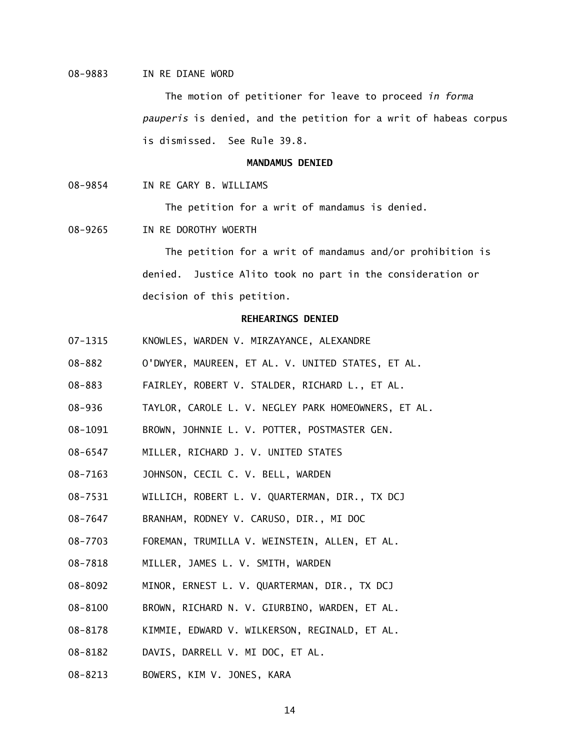08-9883 IN RE DIANE WORD

The motion of petitioner for leave to proceed *in forma pauperis* is denied, and the petition for a writ of habeas corpus is dismissed. See Rule 39.8.

**MANDAMUS DENIED**

08-9854 IN RE GARY B. WILLIAMS

The petition for a writ of mandamus is denied.

08-9265 IN RE DOROTHY WOERTH

The petition for a writ of mandamus and/or prohibition is denied. Justice Alito took no part in the consideration or decision of this petition.

**REHEARINGS DENIED**

07-1315 KNOWLES, WARDEN V. MIRZAYANCE, ALEXANDRE

08-882 O'DWYER, MAUREEN, ET AL. V. UNITED STATES, ET AL.

08-883 FAIRLEY, ROBERT V. STALDER, RICHARD L., ET AL.

08-936 TAYLOR, CAROLE L. V. NEGLEY PARK HOMEOWNERS, ET AL.

08-1091 BROWN, JOHNNIE L. V. POTTER, POSTMASTER GEN.

08-6547 MILLER, RICHARD J. V. UNITED STATES

08-7163 JOHNSON, CECIL C. V. BELL, WARDEN

08-7531 WILLICH, ROBERT L. V. QUARTERMAN, DIR., TX DCJ

08-7647 BRANHAM, RODNEY V. CARUSO, DIR., MI DOC

08-7703 FOREMAN, TRUMILLA V. WEINSTEIN, ALLEN, ET AL.

08-7818 MILLER, JAMES L. V. SMITH, WARDEN

08-8092 MINOR, ERNEST L. V. QUARTERMAN, DIR., TX DCJ

08-8100 BROWN, RICHARD N. V. GIURBINO, WARDEN, ET AL.

08-8178 KIMMIE, EDWARD V. WILKERSON, REGINALD, ET AL.

08-8182 DAVIS, DARRELL V. MI DOC, ET AL.

08-8213 BOWERS, KIM V. JONES, KARA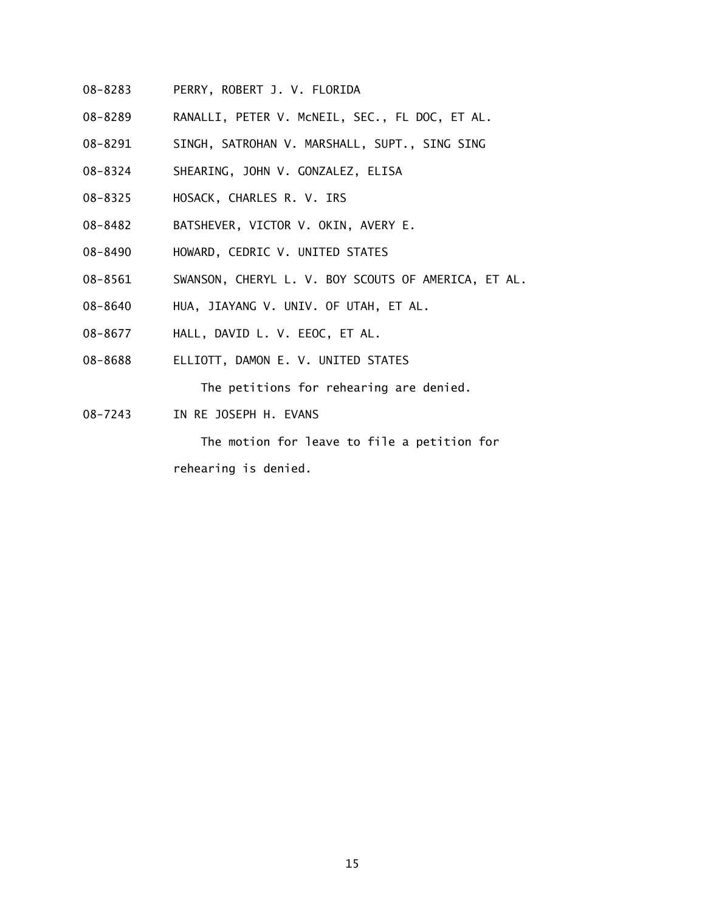08-8283 PERRY, ROBERT J. V. FLORIDA

08-8289 RANALLI, PETER V. McNEIL, SEC., FL DOC, ET AL.

08-8291 SINGH, SATROHAN V. MARSHALL, SUPT., SING SING

08-8324 SHEARING, JOHN V. GONZALEZ, ELISA

08-8325 HOSACK, CHARLES R. V. IRS

08-8482 BATSHEVER, VICTOR V. OKIN, AVERY E.

08-8490 HOWARD, CEDRIC V. UNITED STATES

08-8561 SWANSON, CHERYL L. V. BOY SCOUTS OF AMERICA, ET AL.

08-8640 HUA, JIAYANG V. UNIV. OF UTAH, ET AL.

08-8677 HALL, DAVID L. V. EEOC, ET AL.

08-8688 ELLIOTT, DAMON E. V. UNITED STATES

The petitions for rehearing are denied.

08-7243 IN RE JOSEPH H. EVANS

The motion for leave to file a petition for rehearing is denied.